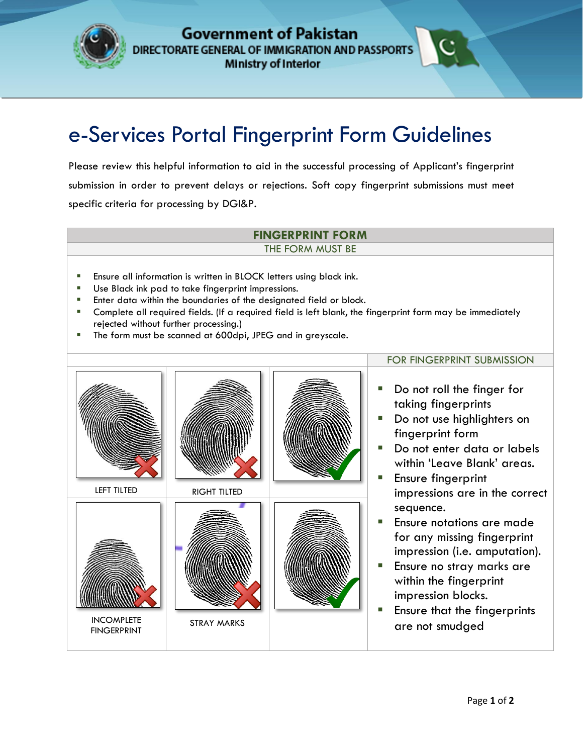Government of Pakistan
DIRECTORATE GENERAL OF IMMIGRATION AND PASSPORTS
Ministry of Interior

# e-Services Portal Fingerprint Form Guidelines

Please review this helpful information to aid in the successful processing of Applicant's fingerprint submission in order to prevent delays or rejections. Soft copy fingerprint submissions must meet specific criteria for processing by DGI&P.

## FINGERPRINT FORM

### THE FORM MUST BE

- Ensure all information is written in BLOCK letters using black ink.
- Use Black ink pad to take fingerprint impressions.
- Enter data within the boundaries of the designated field or block.
- Complete all required fields. (If a required field is left blank, the fingerprint form may be immediately rejected without further processing.)
- The form must be scanned at 600dpi, JPEG and in greyscale.

LEFT TILTED

RIGHT TILTED

INCOMPLETE FINGERPRINT

STRAY MARKS

### FOR FINGERPRINT SUBMISSION

- Do not roll the finger for taking fingerprints
- Do not use highlighters on fingerprint form
- Do not enter data or labels within 'Leave Blank' areas.
- Ensure fingerprint impressions are in the correct sequence.
- Ensure notations are made for any missing fingerprint impression (i.e. amputation).
- Ensure no stray marks are within the fingerprint impression blocks.
- Ensure that the fingerprints are not smudged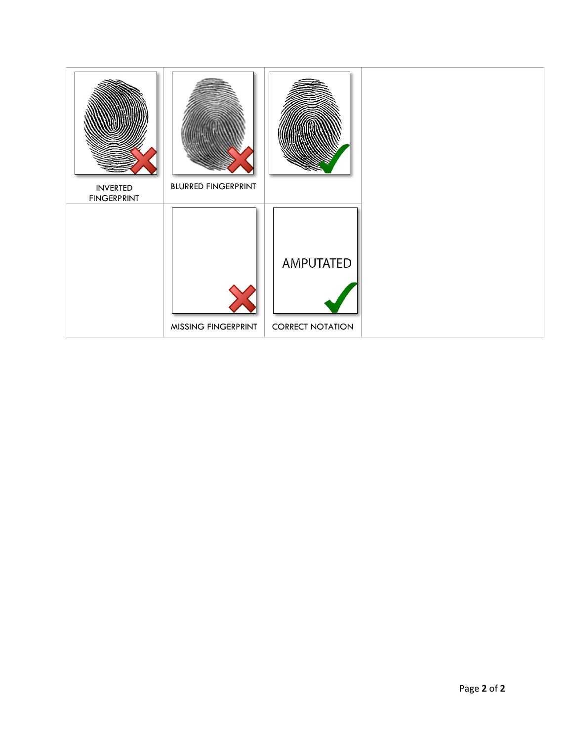| | | | |
|---|---|---|---|
| INVERTED FINGERPRINT | BLURRED FINGERPRINT | | |
| | MISSING FINGERPRINT | AMPUTATED<br>CORRECT NOTATION | |